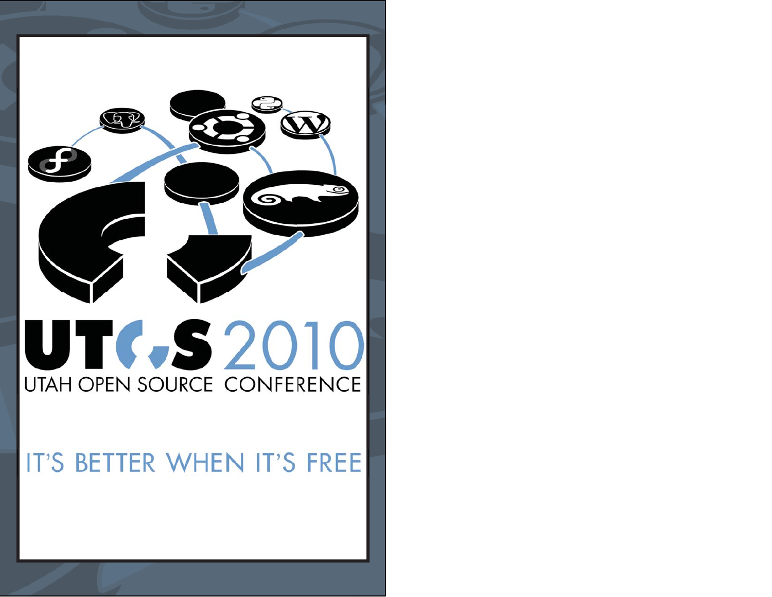# UTOS 2010

UTAH OPEN SOURCE CONFERENCE

IT'S BETTER WHEN IT'S FREE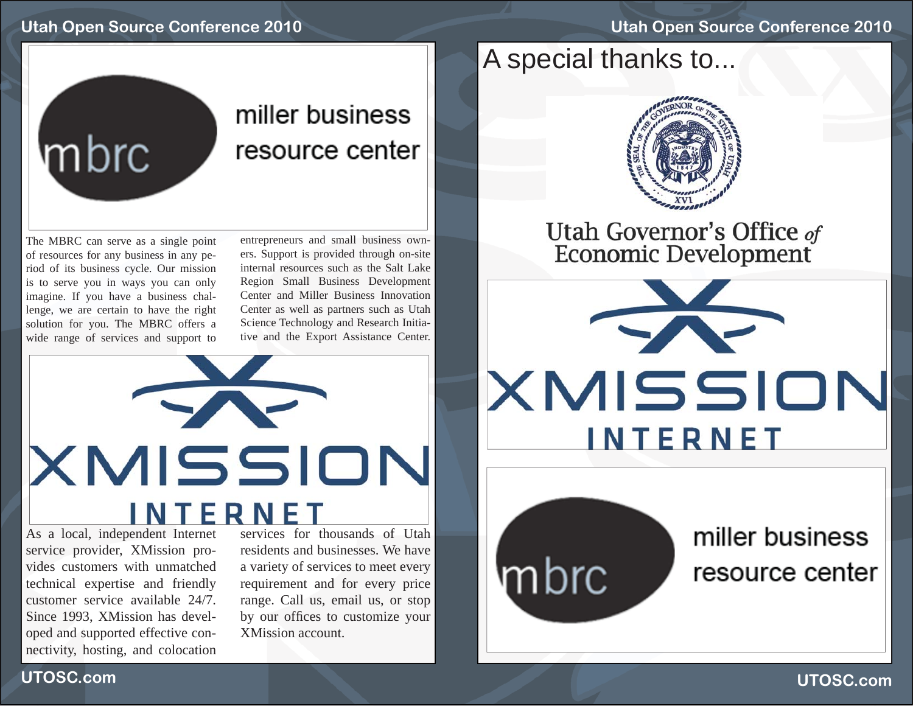miller business resource center

The MBRC can serve as a single point of resources for any business in any period of its business cycle. Our mission is to serve you in ways you can only imagine. If you have a business challenge, we are certain to have the right solution for you. The MBRC offers a wide range of services and support to entrepreneurs and small business owners. Support is provided through on-site internal resources such as the Salt Lake Region Small Business Development Center and Miller Business Innovation Center as well as partners such as Utah Science Technology and Research Initiative and the Export Assistance Center.

XMISSION INTERNET

As a local, independent Internet service provider, XMission provides customers with unmatched technical expertise and friendly customer service available 24/7. Since 1993, XMission has developed and supported effective connectivity, hosting, and colocation services for thousands of Utah residents and businesses. We have a variety of services to meet every requirement and for every price range. Call us, email us, or stop by our offices to customize your XMission account.

# A special thanks to...

Utah Governor's Office *of* Economic Development

XMISSION INTERNET

miller business resource center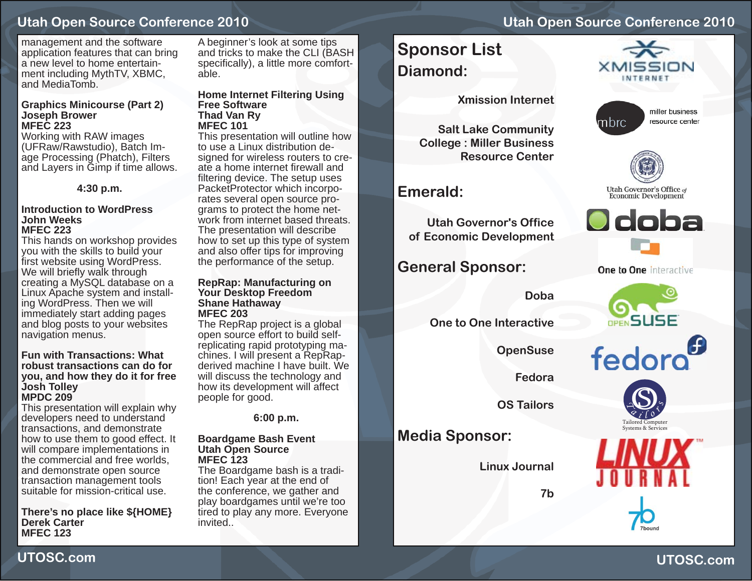management and the software application features that can bring a new level to home entertainment including MythTV, XBMC, and MediaTomb.

**Graphics Minicourse (Part 2)**
**Joseph Brower**
**MFEC 223**
Working with RAW images (UFRaw/Rawstudio), Batch Image Processing (Phatch), Filters and Layers in Gimp if time allows.

**4:30 p.m.**

**Introduction to WordPress**
**John Weeks**
**MFEC 223**
This hands on workshop provides you with the skills to build your first website using WordPress. We will briefly walk through creating a MySQL database on a Linux Apache system and installing WordPress. Then we will immediately start adding pages and blog posts to your websites navigation menus.

**Fun with Transactions: What robust transactions can do for you, and how they do it for free**
**Josh Tolley**
**MPDC 209**
This presentation will explain why developers need to understand transactions, and demonstrate how to use them to good effect. It will compare implementations in the commercial and free worlds, and demonstrate open source transaction management tools suitable for mission-critical use.

**There's no place like ${HOME}**
**Derek Carter**
**MFEC 123**
A beginner's look at some tips and tricks to make the CLI (BASH specifically), a little more comfortable.

**Home Internet Filtering Using Free Software**
**Thad Van Ry**
**MFEC 101**
This presentation will outline how to use a Linux distribution designed for wireless routers to create a home internet firewall and filtering device. The setup uses PacketProtector which incorporates several open source programs to protect the home network from internet based threats. The presentation will describe how to set up this type of system and also offer tips for improving the performance of the setup.

**RepRap: Manufacturing on Your Desktop Freedom**
**Shane Hathaway**
**MFEC 203**
The RepRap project is a global open source effort to build self-replicating rapid prototyping machines. I will present a RepRap-derived machine I have built. We will discuss the technology and how its development will affect people for good.

**6:00 p.m.**

**Boardgame Bash Event**
**Utah Open Source**
**MFEC 123**
The Boardgame bash is a tradition! Each year at the end of the conference, we gather and play boardgames until we're too tired to play any more. Everyone invited..

# Sponsor List

## Diamond:

**Xmission Internet**

**Salt Lake Community College : Miller Business Resource Center**

## Emerald:

**Utah Governor's Office of Economic Development**

## General Sponsor:

**Doba**

**One to One Interactive**

**OpenSuse**

**Fedora**

**OS Tailors**

## Media Sponsor:

**Linux Journal**

**7b**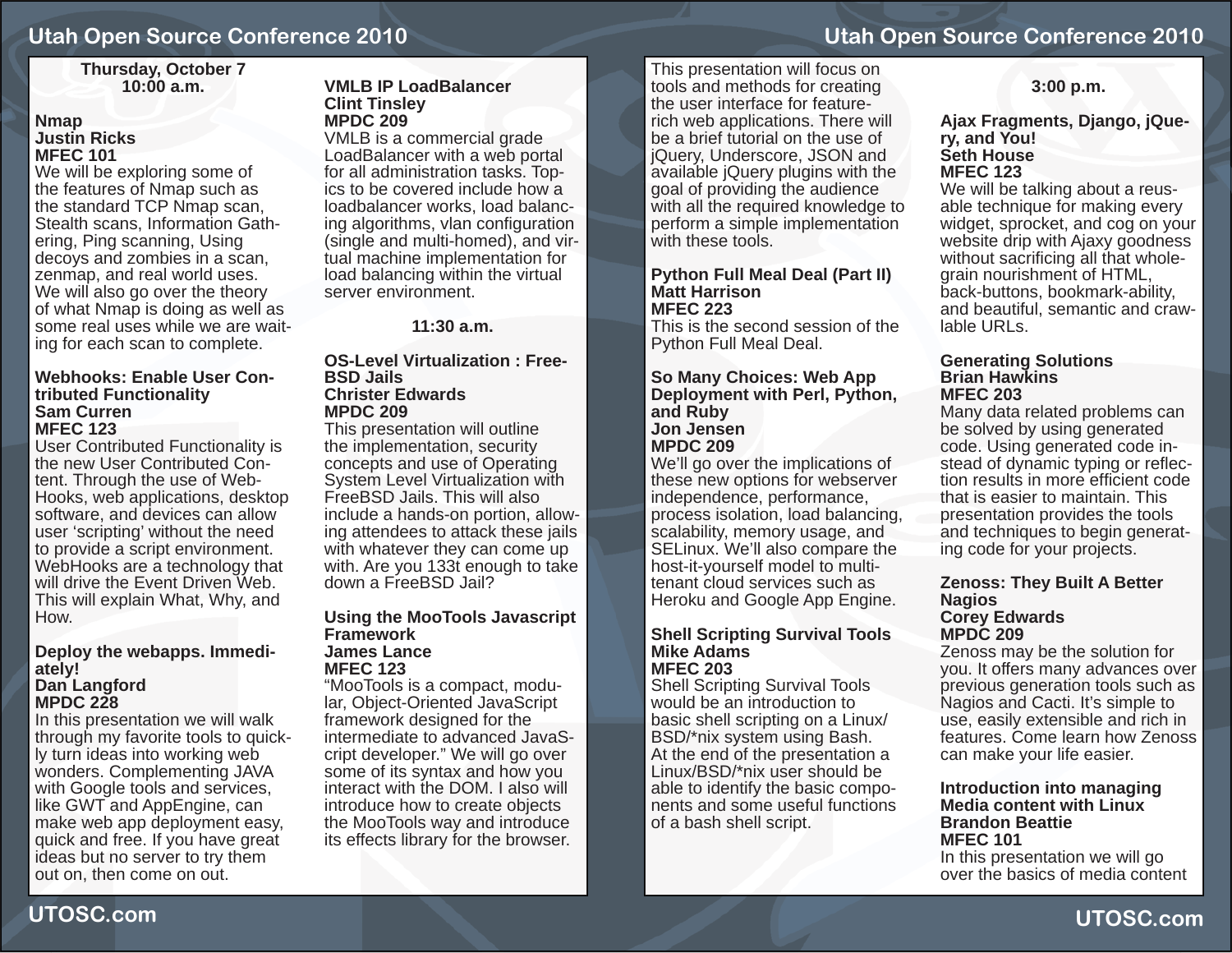## Thursday, October 7

### 10:00 a.m.

**Nmap**
**Justin Ricks**
**MFEC 101**

We will be exploring some of the features of Nmap such as the standard TCP Nmap scan, Stealth scans, Information Gathering, Ping scanning, Using decoys and zombies in a scan, zenmap, and real world uses. We will also go over the theory of what Nmap is doing as well as some real uses while we are waiting for each scan to complete.

**Webhooks: Enable User Contributed Functionality**
**Sam Curren**
**MFEC 123**

User Contributed Functionality is the new User Contributed Content. Through the use of WebHooks, web applications, desktop software, and devices can allow user ‘scripting’ without the need to provide a script environment. WebHooks are a technology that will drive the Event Driven Web. This will explain What, Why, and How.

**Deploy the webapps. Immediately!**
**Dan Langford**
**MPDC 228**

In this presentation we will walk through my favorite tools to quickly turn ideas into working web wonders. Complementing JAVA with Google tools and services, like GWT and AppEngine, can make web app deployment easy, quick and free. If you have great ideas but no server to try them out on, then come on out.

**VMLB IP LoadBalancer**
**Clint Tinsley**
**MPDC 209**

VMLB is a commercial grade LoadBalancer with a web portal for all administration tasks. Topics to be covered include how a loadbalancer works, load balancing algorithms, vlan configuration (single and multi-homed), and virtual machine implementation for load balancing within the virtual server environment.

### 11:30 a.m.

**OS-Level Virtualization : FreeBSD Jails**
**Christer Edwards**
**MPDC 209**

This presentation will outline the implementation, security concepts and use of Operating System Level Virtualization with FreeBSD Jails. This will also include a hands-on portion, allowing attendees to attack these jails with whatever they can come up with. Are you 133t enough to take down a FreeBSD Jail?

**Using the MooTools Javascript Framework**
**James Lance**
**MFEC 123**

“MooTools is a compact, modular, Object-Oriented JavaScript framework designed for the intermediate to advanced JavaScript developer.” We will go over some of its syntax and how you interact with the DOM. I also will introduce how to create objects the MooTools way and introduce its effects library for the browser.

This presentation will focus on tools and methods for creating the user interface for feature-rich web applications. There will be a brief tutorial on the use of jQuery, Underscore, JSON and available jQuery plugins with the goal of providing the audience with all the required knowledge to perform a simple implementation with these tools.

**Python Full Meal Deal (Part II)**
**Matt Harrison**
**MFEC 223**

This is the second session of the Python Full Meal Deal.

**So Many Choices: Web App Deployment with Perl, Python, and Ruby**
**Jon Jensen**
**MPDC 209**

We’ll go over the implications of these new options for webserver independence, performance, process isolation, load balancing, scalability, memory usage, and SELinux. We’ll also compare the host-it-yourself model to multi-tenant cloud services such as Heroku and Google App Engine.

**Shell Scripting Survival Tools**
**Mike Adams**
**MFEC 203**

Shell Scripting Survival Tools would be an introduction to basic shell scripting on a Linux/BSD/*nix system using Bash. At the end of the presentation a Linux/BSD/*nix user should be able to identify the basic components and some useful functions of a bash shell script.

### 3:00 p.m.

**Ajax Fragments, Django, jQuery, and You!**
**Seth House**
**MFEC 123**

We will be talking about a reusable technique for making every widget, sprocket, and cog on your website drip with Ajaxy goodness without sacrificing all that whole-grain nourishment of HTML, back-buttons, bookmark-ability, and beautiful, semantic and crawlable URLs.

**Generating Solutions**
**Brian Hawkins**
**MFEC 203**

Many data related problems can be solved by using generated code. Using generated code instead of dynamic typing or reflection results in more efficient code that is easier to maintain. This presentation provides the tools and techniques to begin generating code for your projects.

**Zenoss: They Built A Better Nagios**
**Corey Edwards**
**MPDC 209**

Zenoss may be the solution for you. It offers many advances over previous generation tools such as Nagios and Cacti. It’s simple to use, easily extensible and rich in features. Come learn how Zenoss can make your life easier.

**Introduction into managing Media content with Linux**
**Brandon Beattie**
**MFEC 101**

In this presentation we will go over the basics of media content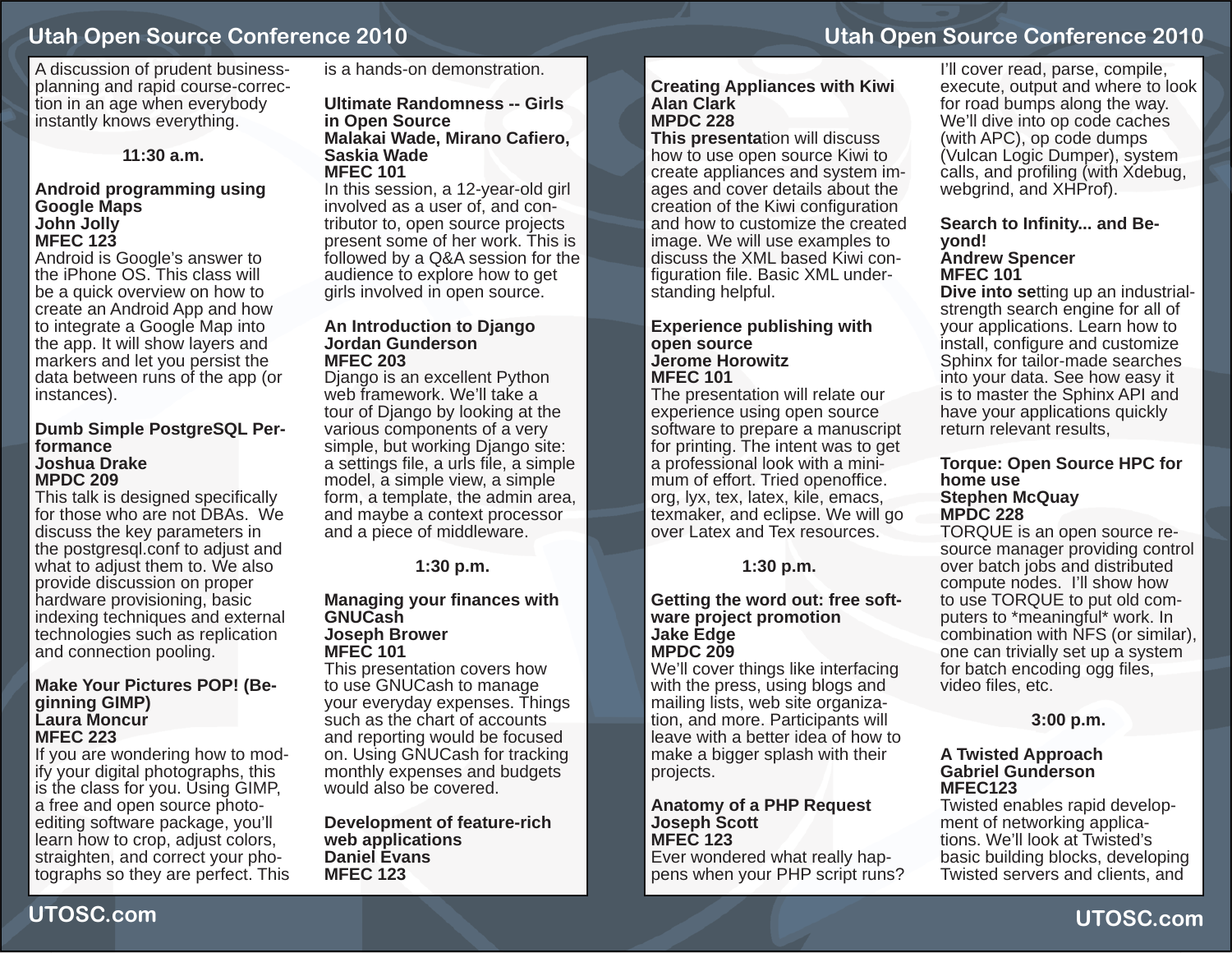A discussion of prudent business-planning and rapid course-correction in an age when everybody instantly knows everything.

### 11:30 a.m.

**Android programming using Google Maps**
**John Jolly**
**MFEC 123**
Android is Google's answer to the iPhone OS. This class will be a quick overview on how to create an Android App and how to integrate a Google Map into the app. It will show layers and markers and let you persist the data between runs of the app (or instances).

**Dumb Simple PostgreSQL Performance**
**Joshua Drake**
**MPDC 209**
This talk is designed specifically for those who are not DBAs. We discuss the key parameters in the postgresql.conf to adjust and what to adjust them to. We also provide discussion on proper hardware provisioning, basic indexing techniques and external technologies such as replication and connection pooling.

**Make Your Pictures POP! (Beginning GIMP)**
**Laura Moncur**
**MFEC 223**
If you are wondering how to modify your digital photographs, this is the class for you. Using GIMP, a free and open source photo-editing software package, you'll learn how to crop, adjust colors, straighten, and correct your photographs so they are perfect. This is a hands-on demonstration.

**Ultimate Randomness -- Girls in Open Source**
**Malakai Wade, Mirano Cafiero, Saskia Wade**
**MFEC 101**
In this session, a 12-year-old girl involved as a user of, and contributor to, open source projects present some of her work. This is followed by a Q&A session for the audience to explore how to get girls involved in open source.

**An Introduction to Django**
**Jordan Gunderson**
**MFEC 203**
Django is an excellent Python web framework. We'll take a tour of Django by looking at the various components of a very simple, but working Django site: a settings file, a urls file, a simple model, a simple view, a simple form, a template, the admin area, and maybe a context processor and a piece of middleware.

### 1:30 p.m.

**Managing your finances with GNUCash**
**Joseph Brower**
**MFEC 101**
This presentation covers how to use GNUCash to manage your everyday expenses. Things such as the chart of accounts and reporting would be focused on. Using GNUCash for tracking monthly expenses and budgets would also be covered.

**Development of feature-rich web applications**
**Daniel Evans**
**MFEC 123**

**Creating Appliances with Kiwi**
**Alan Clark**
**MPDC 228**
**This presenta**tion will discuss how to use open source Kiwi to create appliances and system images and cover details about the creation of the Kiwi configuration and how to customize the created image. We will use examples to discuss the XML based Kiwi configuration file. Basic XML understanding helpful.

**Experience publishing with open source**
**Jerome Horowitz**
**MFEC 101**
The presentation will relate our experience using open source software to prepare a manuscript for printing. The intent was to get a professional look with a minimum of effort. Tried openoffice.org, lyx, tex, latex, kile, emacs, texmaker, and eclipse. We will go over Latex and Tex resources.

### 1:30 p.m.

**Getting the word out: free software project promotion**
**Jake Edge**
**MPDC 209**
We'll cover things like interfacing with the press, using blogs and mailing lists, web site organization, and more. Participants will leave with a better idea of how to make a bigger splash with their projects.

**Anatomy of a PHP Request**
**Joseph Scott**
**MFEC 123**
Ever wondered what really happens when your PHP script runs? I'll cover read, parse, compile, execute, output and where to look for road bumps along the way. We'll dive into op code caches (with APC), op code dumps (Vulcan Logic Dumper), system calls, and profiling (with Xdebug, webgrind, and XHProf).

**Search to Infinity... and Beyond!**
**Andrew Spencer**
**MFEC 101**
**Dive into se**tting up an industrial-strength search engine for all of your applications. Learn how to install, configure and customize Sphinx for tailor-made searches into your data. See how easy it is to master the Sphinx API and have your applications quickly return relevant results,

**Torque: Open Source HPC for home use**
**Stephen McQuay**
**MPDC 228**
TORQUE is an open source resource manager providing control over batch jobs and distributed compute nodes. I'll show how to use TORQUE to put old computers to *meaningful* work. In combination with NFS (or similar), one can trivially set up a system for batch encoding ogg files, video files, etc.

### 3:00 p.m.

**A Twisted Approach**
**Gabriel Gunderson**
**MFEC123**
Twisted enables rapid development of networking applications. We'll look at Twisted's basic building blocks, developing Twisted servers and clients, and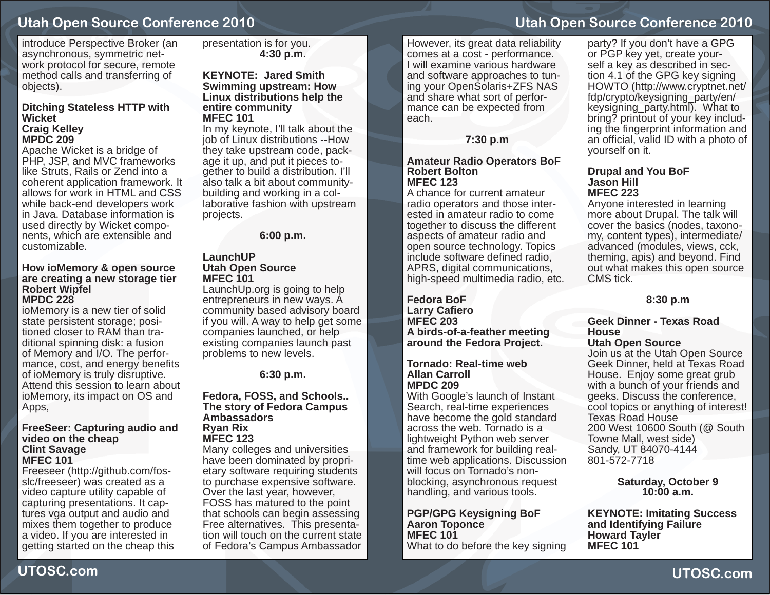introduce Perspective Broker (an asynchronous, symmetric network protocol for secure, remote method calls and transferring of objects).

**Ditching Stateless HTTP with Wicket**
**Craig Kelley**
**MPDC 209**
Apache Wicket is a bridge of PHP, JSP, and MVC frameworks like Struts, Rails or Zend into a coherent application framework. It allows for work in HTML and CSS while back-end developers work in Java. Database information is used directly by Wicket components, which are extensible and customizable.

**How ioMemory & open source are creating a new storage tier**
**Robert Wipfel**
**MPDC 228**
ioMemory is a new tier of solid state persistent storage; positioned closer to RAM than traditional spinning disk: a fusion of Memory and I/O. The performance, cost, and energy benefits of ioMemory is truly disruptive. Attend this session to learn about ioMemory, its impact on OS and Apps,

**FreeSeer: Capturing audio and video on the cheap**
**Clint Savage**
**MFEC 101**
Freeseer (http://github.com/fosslc/freeseer) was created as a video capture utility capable of capturing presentations. It captures vga output and audio and mixes them together to produce a video. If you are interested in getting started on the cheap this presentation is for you.

**4:30 p.m.**

**KEYNOTE: Jared Smith**
**Swimming upstream: How Linux distributions help the entire community**
**MFEC 101**
In my keynote, I'll talk about the job of Linux distributions --How they take upstream code, package it up, and put it pieces together to build a distribution. I'll also talk a bit about community-building and working in a collaborative fashion with upstream projects.

**6:00 p.m.**

**LaunchUP**
**Utah Open Source**
**MFEC 101**
LaunchUp.org is going to help entrepreneurs in new ways. A community based advisory board if you will. A way to help get some companies launched, or help existing companies launch past problems to new levels.

**6:30 p.m.**

**Fedora, FOSS, and Schools.. The story of Fedora Campus Ambassadors**
**Ryan Rix**
**MFEC 123**
Many colleges and universities have been dominated by proprietary software requiring students to purchase expensive software. Over the last year, however, FOSS has matured to the point that schools can begin assessing Free alternatives. This presentation will touch on the current state of Fedora's Campus Ambassador

However, its great data reliability comes at a cost - performance. I will examine various hardware and software approaches to tuning your OpenSolaris+ZFS NAS and share what sort of performance can be expected from each.

**7:30 p.m**

**Amateur Radio Operators BoF**
**Robert Bolton**
**MFEC 123**
A chance for current amateur radio operators and those interested in amateur radio to come together to discuss the different aspects of amateur radio and open source technology. Topics include software defined radio, APRS, digital communications, high-speed multimedia radio, etc.

**Fedora BoF**
**Larry Cafiero**
**MFEC 203**
**A birds-of-a-feather meeting around the Fedora Project.**

**Tornado: Real-time web**
**Allan Carroll**
**MPDC 209**
With Google's launch of Instant Search, real-time experiences have become the gold standard across the web. Tornado is a lightweight Python web server and framework for building real-time web applications. Discussion will focus on Tornado's non-blocking, asynchronous request handling, and various tools.

**PGP/GPG Keysigning BoF**
**Aaron Toponce**
**MFEC 101**
What to do before the key signing party? If you don't have a GPG or PGP key yet, create yourself a key as described in section 4.1 of the GPG key signing HOWTO (http://www.cryptnet.net/fdp/crypto/keysigning_party/en/keysigning_party.html). What to bring? printout of your key including the fingerprint information and an official, valid ID with a photo of yourself on it.

**Drupal and You BoF**
**Jason Hill**
**MFEC 223**
Anyone interested in learning more about Drupal. The talk will cover the basics (nodes, taxonomy, content types), intermediate/advanced (modules, views, cck, theming, apis) and beyond. Find out what makes this open source CMS tick.

**8:30 p.m**

**Geek Dinner - Texas Road House**
**Utah Open Source**
Join us at the Utah Open Source Geek Dinner, held at Texas Road House. Enjoy some great grub with a bunch of your friends and geeks. Discuss the conference, cool topics or anything of interest!
Texas Road House
200 West 10600 South (@ South Towne Mall, west side)
Sandy, UT 84070-4144
801-572-7718

**Saturday, October 9**
**10:00 a.m.**

**KEYNOTE: Imitating Success and Identifying Failure**
**Howard Tayler**
**MFEC 101**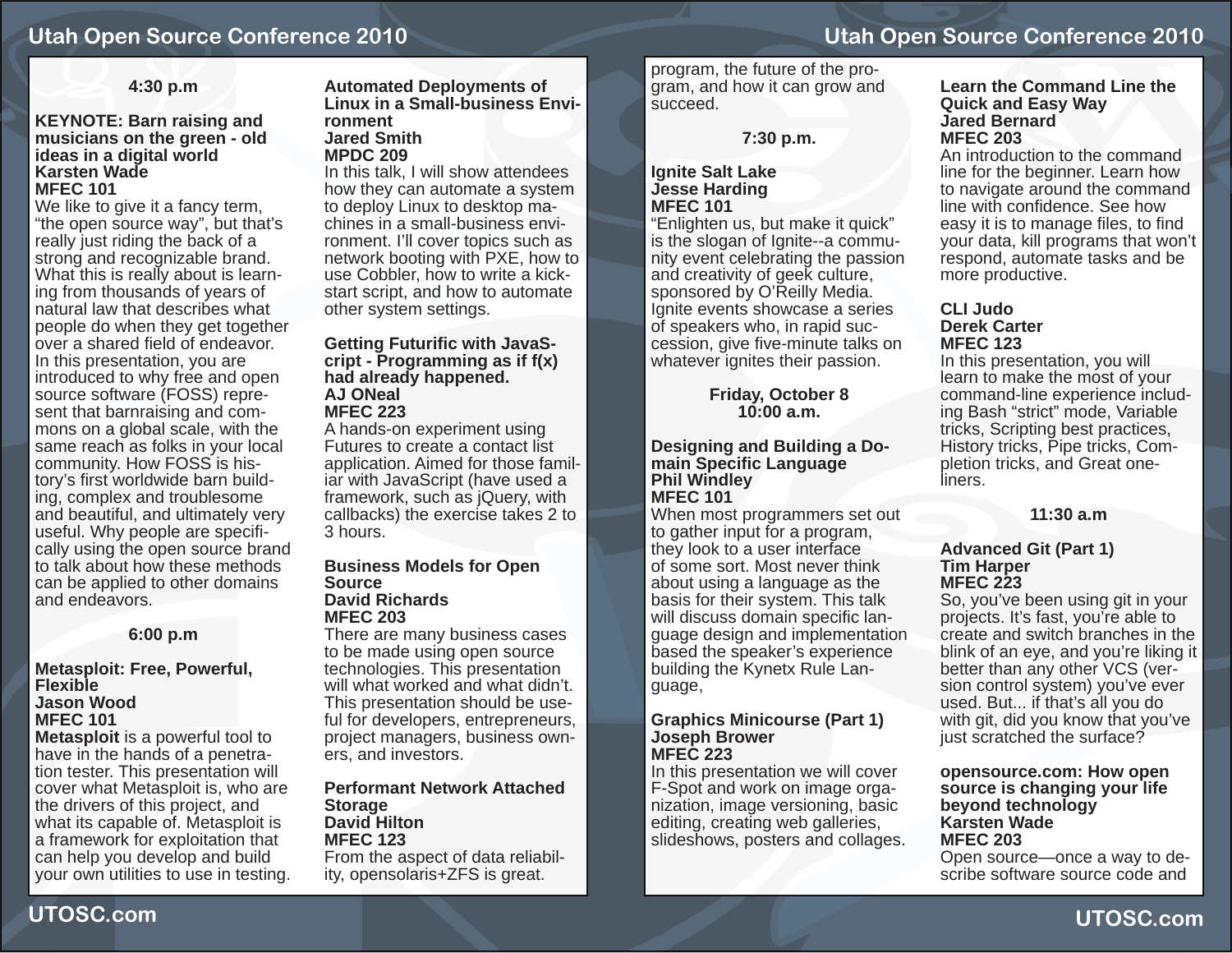**4:30 p.m**

**KEYNOTE: Barn raising and musicians on the green - old ideas in a digital world**
**Karsten Wade**
**MFEC 101**
We like to give it a fancy term, "the open source way", but that's really just riding the back of a strong and recognizable brand. What this is really about is learning from thousands of years of natural law that describes what people do when they get together over a shared field of endeavor. In this presentation, you are introduced to why free and open source software (FOSS) represent that barnraising and commons on a global scale, with the same reach as folks in your local community. How FOSS is history's first worldwide barn building, complex and troublesome and beautiful, and ultimately very useful. Why people are specifically using the open source brand to talk about how these methods can be applied to other domains and endeavors.

**6:00 p.m**

**Metasploit: Free, Powerful, Flexible**
**Jason Wood**
**MFEC 101**
**Metasploit** is a powerful tool to have in the hands of a penetration tester. This presentation will cover what Metasploit is, who are the drivers of this project, and what its capable of. Metasploit is a framework for exploitation that can help you develop and build your own utilities to use in testing.

**Automated Deployments of Linux in a Small-business Environment**
**Jared Smith**
**MPDC 209**
In this talk, I will show attendees how they can automate a system to deploy Linux to desktop machines in a small-business environment. I'll cover topics such as network booting with PXE, how to use Cobbler, how to write a kickstart script, and how to automate other system settings.

**Getting Futurific with JavaScript - Programming as if f(x) had already happened.**
**AJ ONeal**
**MFEC 223**
A hands-on experiment using Futures to create a contact list application. Aimed for those familiar with JavaScript (have used a framework, such as jQuery, with callbacks) the exercise takes 2 to 3 hours.

**Business Models for Open Source**
**David Richards**
**MFEC 203**
There are many business cases to be made using open source technologies. This presentation will what worked and what didn't. This presentation should be useful for developers, entrepreneurs, project managers, business owners, and investors.

**Performant Network Attached Storage**
**David Hilton**
**MFEC 123**
From the aspect of data reliability, opensolaris+ZFS is great.

program, the future of the program, and how it can grow and succeed.

**7:30 p.m.**

**Ignite Salt Lake**
**Jesse Harding**
**MFEC 101**
"Enlighten us, but make it quick" is the slogan of Ignite--a community event celebrating the passion and creativity of geek culture, sponsored by O'Reilly Media. Ignite events showcase a series of speakers who, in rapid succession, give five-minute talks on whatever ignites their passion.

**Friday, October 8**
**10:00 a.m.**

**Designing and Building a Domain Specific Language**
**Phil Windley**
**MFEC 101**
When most programmers set out to gather input for a program, they look to a user interface of some sort. Most never think about using a language as the basis for their system. This talk will discuss domain specific language design and implementation based the speaker's experience building the Kynetx Rule Language,

**Graphics Minicourse (Part 1)**
**Joseph Brower**
**MFEC 223**
In this presentation we will cover F-Spot and work on image organization, image versioning, basic editing, creating web galleries, slideshows, posters and collages.

**Learn the Command Line the Quick and Easy Way**
**Jared Bernard**
**MFEC 203**
An introduction to the command line for the beginner. Learn how to navigate around the command line with confidence. See how easy it is to manage files, to find your data, kill programs that won't respond, automate tasks and be more productive.

**CLI Judo**
**Derek Carter**
**MFEC 123**
In this presentation, you will learn to make the most of your command-line experience including Bash "strict" mode, Variable tricks, Scripting best practices, History tricks, Pipe tricks, Completion tricks, and Great one-liners.

**11:30 a.m**

**Advanced Git (Part 1)**
**Tim Harper**
**MFEC 223**
So, you've been using git in your projects. It's fast, you're able to create and switch branches in the blink of an eye, and you're liking it better than any other VCS (version control system) you've ever used. But... if that's all you do with git, did you know that you've just scratched the surface?

**opensource.com: How open source is changing your life beyond technology**
**Karsten Wade**
**MFEC 203**
Open source—once a way to describe software source code and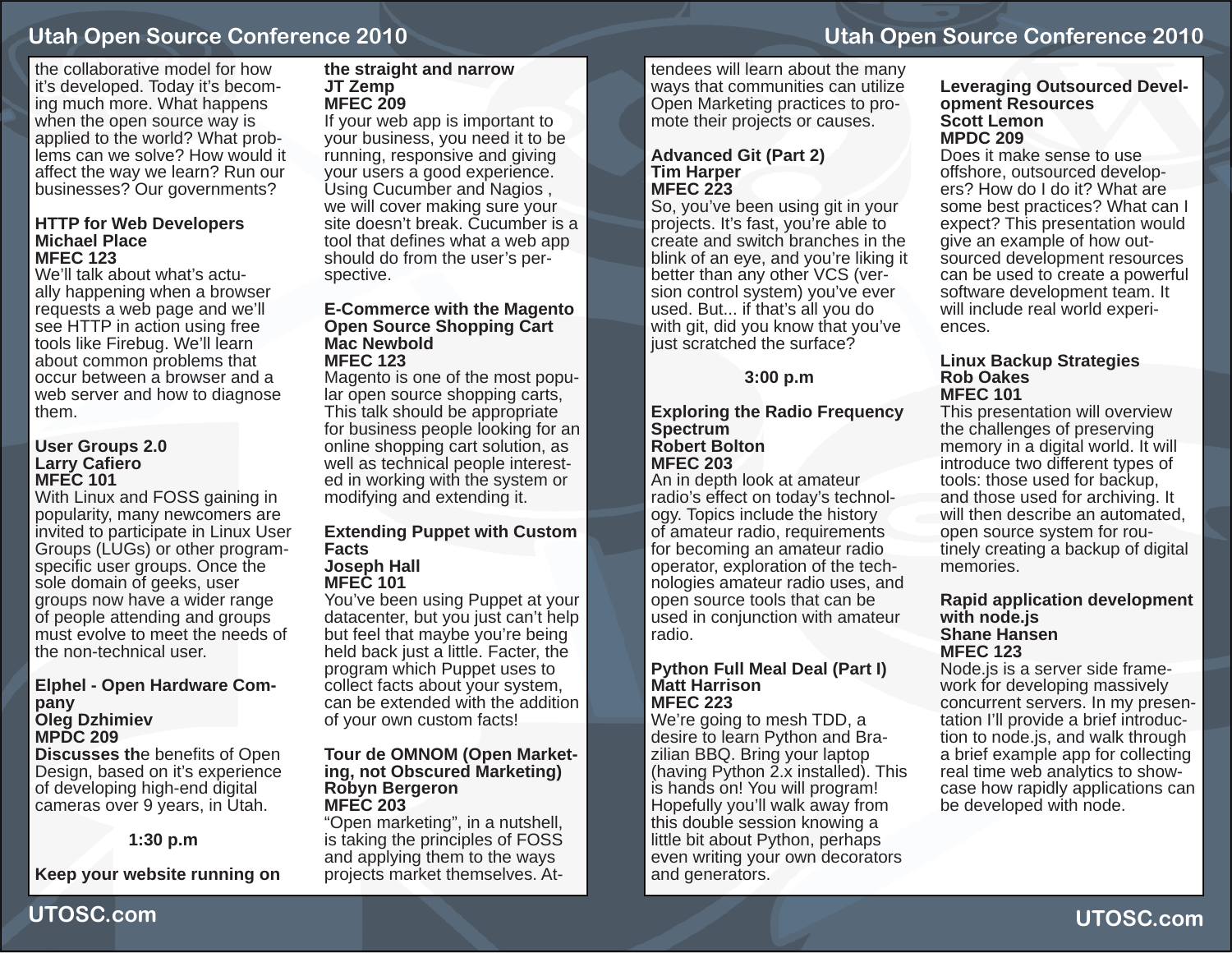the collaborative model for how it's developed. Today it's becoming much more. What happens when the open source way is applied to the world? What problems can we solve? How would it affect the way we learn? Run our businesses? Our governments?

**HTTP for Web Developers**
**Michael Place**
**MFEC 123**
We'll talk about what's actually happening when a browser requests a web page and we'll see HTTP in action using free tools like Firebug. We'll learn about common problems that occur between a browser and a web server and how to diagnose them.

**User Groups 2.0**
**Larry Cafiero**
**MFEC 101**
With Linux and FOSS gaining in popularity, many newcomers are invited to participate in Linux User Groups (LUGs) or other program-specific user groups. Once the sole domain of geeks, user groups now have a wider range of people attending and groups must evolve to meet the needs of the non-technical user.

**Elphel - Open Hardware Company**
**Oleg Dzhimiev**
**MPDC 209**
**Discusses th**e benefits of Open Design, based on it's experience of developing high-end digital cameras over 9 years, in Utah.

## 1:30 p.m

**Keep your website running on the straight and narrow**
**JT Zemp**
**MFEC 209**
If your web app is important to your business, you need it to be running, responsive and giving your users a good experience. Using Cucumber and Nagios , we will cover making sure your site doesn't break. Cucumber is a tool that defines what a web app should do from the user's perspective.

**E-Commerce with the Magento Open Source Shopping Cart**
**Mac Newbold**
**MFEC 123**
Magento is one of the most popular open source shopping carts, This talk should be appropriate for business people looking for an online shopping cart solution, as well as technical people interested in working with the system or modifying and extending it.

**Extending Puppet with Custom Facts**
**Joseph Hall**
**MFEC 101**
You've been using Puppet at your datacenter, but you just can't help but feel that maybe you're being held back just a little. Facter, the program which Puppet uses to collect facts about your system, can be extended with the addition of your own custom facts!

**Tour de OMNOM (Open Marketing, not Obscured Marketing)**
**Robyn Bergeron**
**MFEC 203**
"Open marketing", in a nutshell, is taking the principles of FOSS and applying them to the ways projects market themselves. Attendees will learn about the many ways that communities can utilize Open Marketing practices to promote their projects or causes.

**Advanced Git (Part 2)**
**Tim Harper**
**MFEC 223**
So, you've been using git in your projects. It's fast, you're able to create and switch branches in the blink of an eye, and you're liking it better than any other VCS (version control system) you've ever used. But... if that's all you do with git, did you know that you've just scratched the surface?

## 3:00 p.m

**Exploring the Radio Frequency Spectrum**
**Robert Bolton**
**MFEC 203**
An in depth look at amateur radio's effect on today's technology. Topics include the history of amateur radio, requirements for becoming an amateur radio operator, exploration of the technologies amateur radio uses, and open source tools that can be used in conjunction with amateur radio.

**Python Full Meal Deal (Part I)**
**Matt Harrison**
**MFEC 223**
We're going to mesh TDD, a desire to learn Python and Brazilian BBQ. Bring your laptop (having Python 2.x installed). This is hands on! You will program! Hopefully you'll walk away from this double session knowing a little bit about Python, perhaps even writing your own decorators and generators.

**Leveraging Outsourced Development Resources**
**Scott Lemon**
**MPDC 209**
Does it make sense to use offshore, outsourced developers? How do I do it? What are some best practices? What can I expect? This presentation would give an example of how outsourced development resources can be used to create a powerful software development team. It will include real world experiences.

**Linux Backup Strategies**
**Rob Oakes**
**MFEC 101**
This presentation will overview the challenges of preserving memory in a digital world. It will introduce two different types of tools: those used for backup, and those used for archiving. It will then describe an automated, open source system for routinely creating a backup of digital memories.

**Rapid application development with node.js**
**Shane Hansen**
**MFEC 123**
Node.js is a server side framework for developing massively concurrent servers. In my presentation I'll provide a brief introduction to node.js, and walk through a brief example app for collecting real time web analytics to showcase how rapidly applications can be developed with node.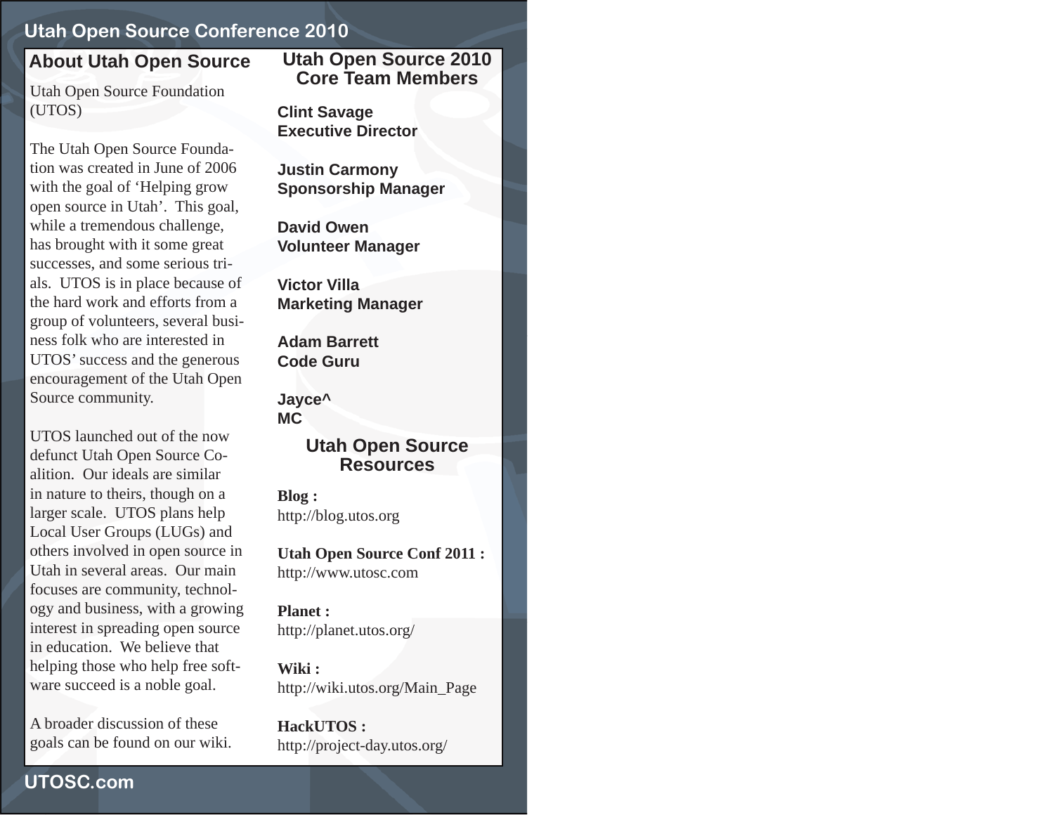# Utah Open Source Conference 2010

## About Utah Open Source

Utah Open Source Foundation (UTOS)

The Utah Open Source Foundation was created in June of 2006 with the goal of 'Helping grow open source in Utah'. This goal, while a tremendous challenge, has brought with it some great successes, and some serious trials. UTOS is in place because of the hard work and efforts from a group of volunteers, several business folk who are interested in UTOS' success and the generous encouragement of the Utah Open Source community.

UTOS launched out of the now defunct Utah Open Source Coalition. Our ideals are similar in nature to theirs, though on a larger scale. UTOS plans help Local User Groups (LUGs) and others involved in open source in Utah in several areas. Our main focuses are community, technology and business, with a growing interest in spreading open source in education. We believe that helping those who help free software succeed is a noble goal.

A broader discussion of these goals can be found on our wiki.

## Utah Open Source 2010 Core Team Members

**Clint Savage**
**Executive Director**

**Justin Carmony**
**Sponsorship Manager**

**David Owen**
**Volunteer Manager**

**Victor Villa**
**Marketing Manager**

**Adam Barrett**
**Code Guru**

**Jayce^**
**MC**

## Utah Open Source Resources

**Blog :**
http://blog.utos.org

**Utah Open Source Conf 2011 :**
http://www.utosc.com

**Planet :**
http://planet.utos.org/

**Wiki :**
http://wiki.utos.org/Main_Page

**HackUTOS :**
http://project-day.utos.org/

UTOSC.com